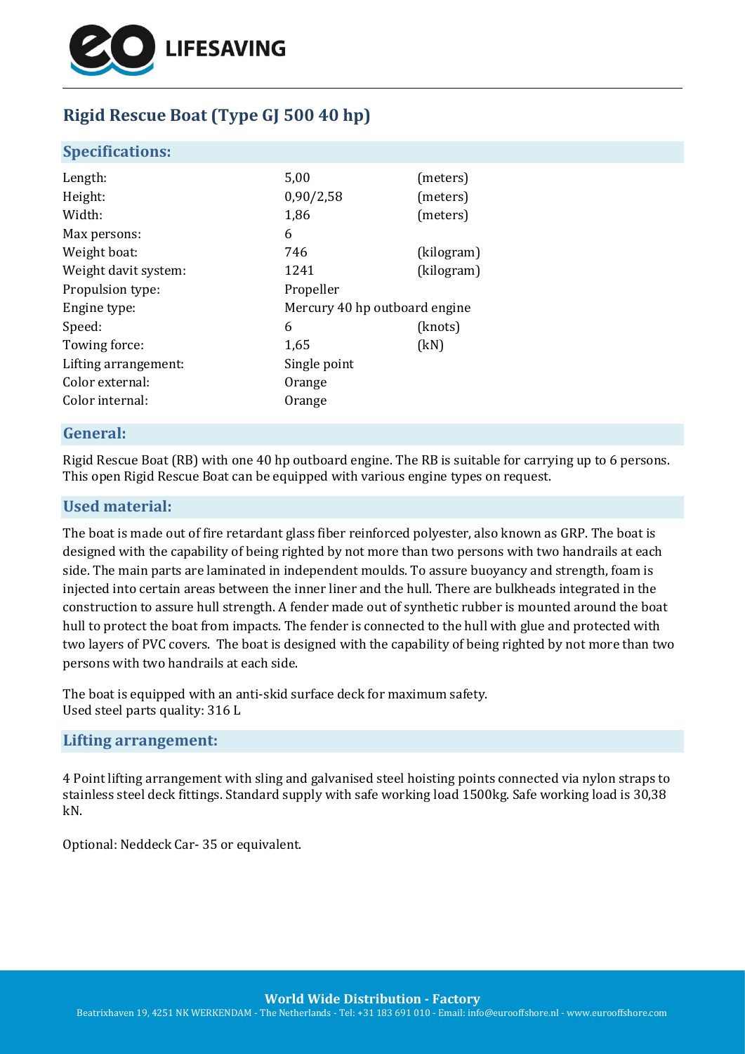LIFESAVING

# Rigid Rescue Boat (Type GJ 500 40 hp)

## Specifications:

| | | |
|---|---|---|
| Length: | 5,00 | (meters) |
| Height: | 0,90/2,58 | (meters) |
| Width: | 1,86 | (meters) |
| Max persons: | 6 | |
| Weight boat: | 746 | (kilogram) |
| Weight davit system: | 1241 | (kilogram) |
| Propulsion type: | Propeller | |
| Engine type: | Mercury 40 hp outboard engine | |
| Speed: | 6 | (knots) |
| Towing force: | 1,65 | (kN) |
| Lifting arrangement: | Single point | |
| Color external: | Orange | |
| Color internal: | Orange | |

## General:

Rigid Rescue Boat (RB) with one 40 hp outboard engine. The RB is suitable for carrying up to 6 persons. This open Rigid Rescue Boat can be equipped with various engine types on request.

## Used material:

The boat is made out of fire retardant glass fiber reinforced polyester, also known as GRP. The boat is designed with the capability of being righted by not more than two persons with two handrails at each side. The main parts are laminated in independent moulds. To assure buoyancy and strength, foam is injected into certain areas between the inner liner and the hull. There are bulkheads integrated in the construction to assure hull strength. A fender made out of synthetic rubber is mounted around the boat hull to protect the boat from impacts. The fender is connected to the hull with glue and protected with two layers of PVC covers. The boat is designed with the capability of being righted by not more than two persons with two handrails at each side.

The boat is equipped with an anti-skid surface deck for maximum safety.
Used steel parts quality: 316 L

## Lifting arrangement:

4 Point lifting arrangement with sling and galvanised steel hoisting points connected via nylon straps to stainless steel deck fittings. Standard supply with safe working load 1500kg. Safe working load is 30,38 kN.

Optional: Neddeck Car- 35 or equivalent.

**World Wide Distribution - Factory**
Beatrixhaven 19, 4251 NK WERKENDAM - The Netherlands - Tel: +31 183 691 010 - Email: info@eurooffshore.nl - www.eurooffshore.com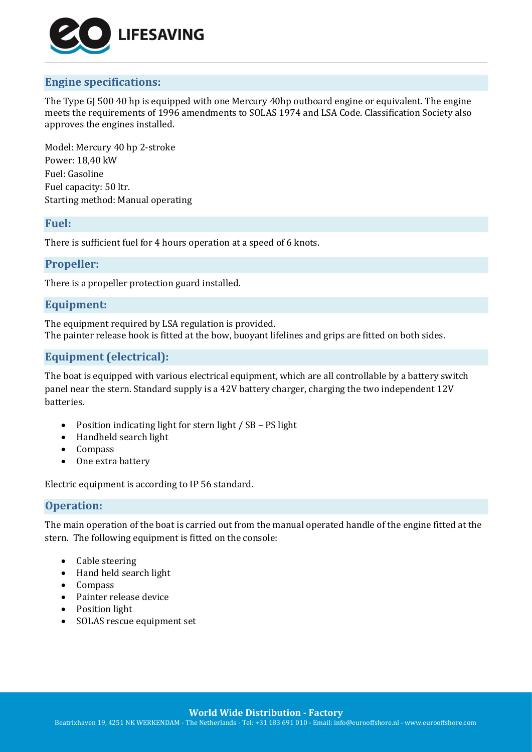## Engine specifications:

The Type GJ 500 40 hp is equipped with one Mercury 40hp outboard engine or equivalent. The engine meets the requirements of 1996 amendments to SOLAS 1974 and LSA Code. Classification Society also approves the engines installed.

Model: Mercury 40 hp 2-stroke
Power: 18,40 kW
Fuel: Gasoline
Fuel capacity: 50 ltr.
Starting method: Manual operating

## Fuel:

There is sufficient fuel for 4 hours operation at a speed of 6 knots.

## Propeller:

There is a propeller protection guard installed.

## Equipment:

The equipment required by LSA regulation is provided.
The painter release hook is fitted at the bow, buoyant lifelines and grips are fitted on both sides.

## Equipment (electrical):

The boat is equipped with various electrical equipment, which are all controllable by a battery switch panel near the stern. Standard supply is a 42V battery charger, charging the two independent 12V batteries.

- Position indicating light for stern light / SB – PS light
- Handheld search light
- Compass
- One extra battery

Electric equipment is according to IP 56 standard.

## Operation:

The main operation of the boat is carried out from the manual operated handle of the engine fitted at the stern. The following equipment is fitted on the console:

- Cable steering
- Hand held search light
- Compass
- Painter release device
- Position light
- SOLAS rescue equipment set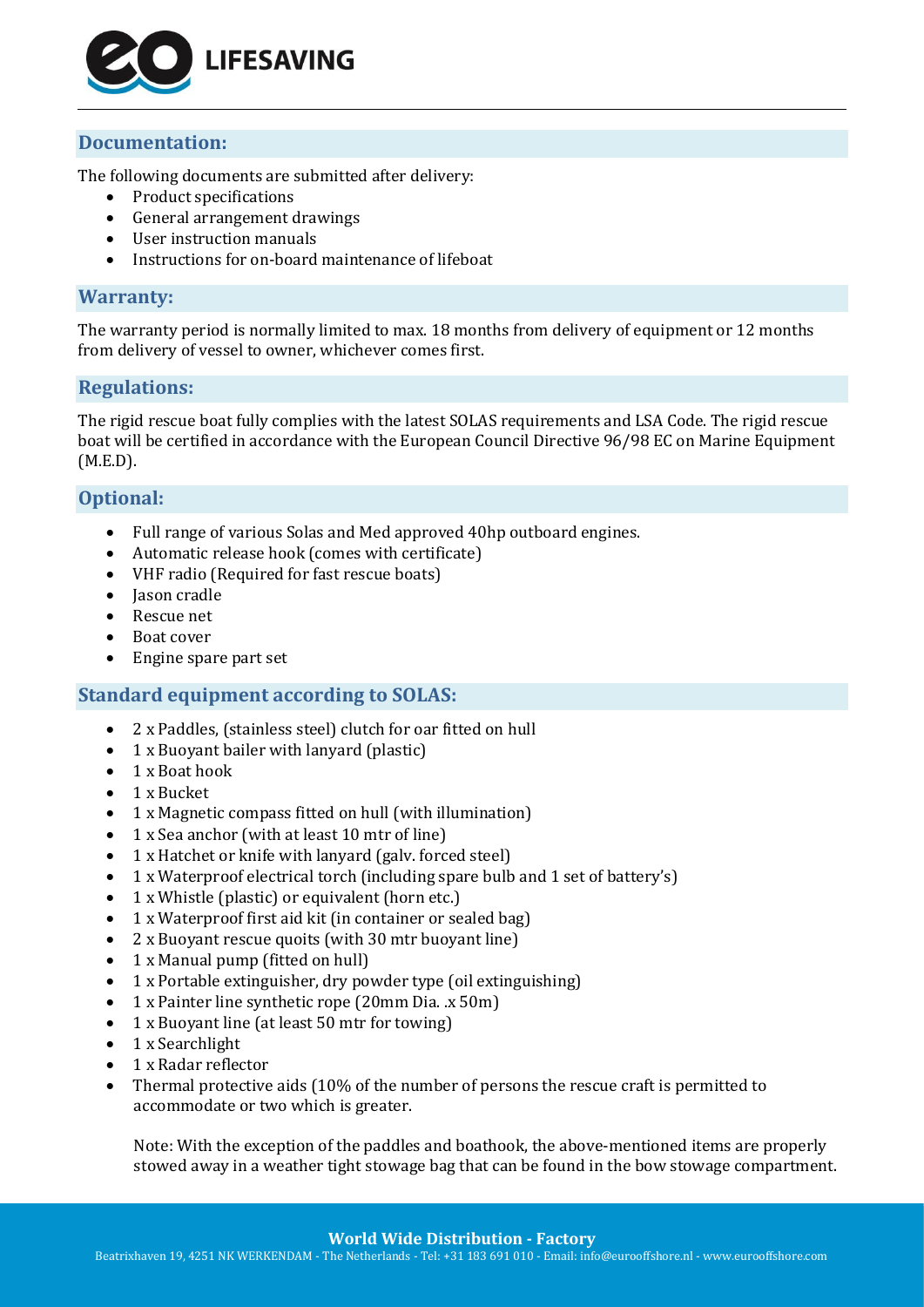## Documentation:

The following documents are submitted after delivery:

- Product specifications
- General arrangement drawings
- User instruction manuals
- Instructions for on-board maintenance of lifeboat

## Warranty:

The warranty period is normally limited to max. 18 months from delivery of equipment or 12 months from delivery of vessel to owner, whichever comes first.

## Regulations:

The rigid rescue boat fully complies with the latest SOLAS requirements and LSA Code. The rigid rescue boat will be certified in accordance with the European Council Directive 96/98 EC on Marine Equipment (M.E.D).

## Optional:

- Full range of various Solas and Med approved 40hp outboard engines.
- Automatic release hook (comes with certificate)
- VHF radio (Required for fast rescue boats)
- Jason cradle
- Rescue net
- Boat cover
- Engine spare part set

## Standard equipment according to SOLAS:

- 2 x Paddles, (stainless steel) clutch for oar fitted on hull
- 1 x Buoyant bailer with lanyard (plastic)
- 1 x Boat hook
- 1 x Bucket
- 1 x Magnetic compass fitted on hull (with illumination)
- 1 x Sea anchor (with at least 10 mtr of line)
- 1 x Hatchet or knife with lanyard (galv. forced steel)
- 1 x Waterproof electrical torch (including spare bulb and 1 set of battery's)
- 1 x Whistle (plastic) or equivalent (horn etc.)
- 1 x Waterproof first aid kit (in container or sealed bag)
- 2 x Buoyant rescue quoits (with 30 mtr buoyant line)
- 1 x Manual pump (fitted on hull)
- 1 x Portable extinguisher, dry powder type (oil extinguishing)
- 1 x Painter line synthetic rope (20mm Dia. .x 50m)
- 1 x Buoyant line (at least 50 mtr for towing)
- 1 x Searchlight
- 1 x Radar reflector
- Thermal protective aids (10% of the number of persons the rescue craft is permitted to accommodate or two which is greater.

  Note: With the exception of the paddles and boathook, the above-mentioned items are properly stowed away in a weather tight stowage bag that can be found in the bow stowage compartment.